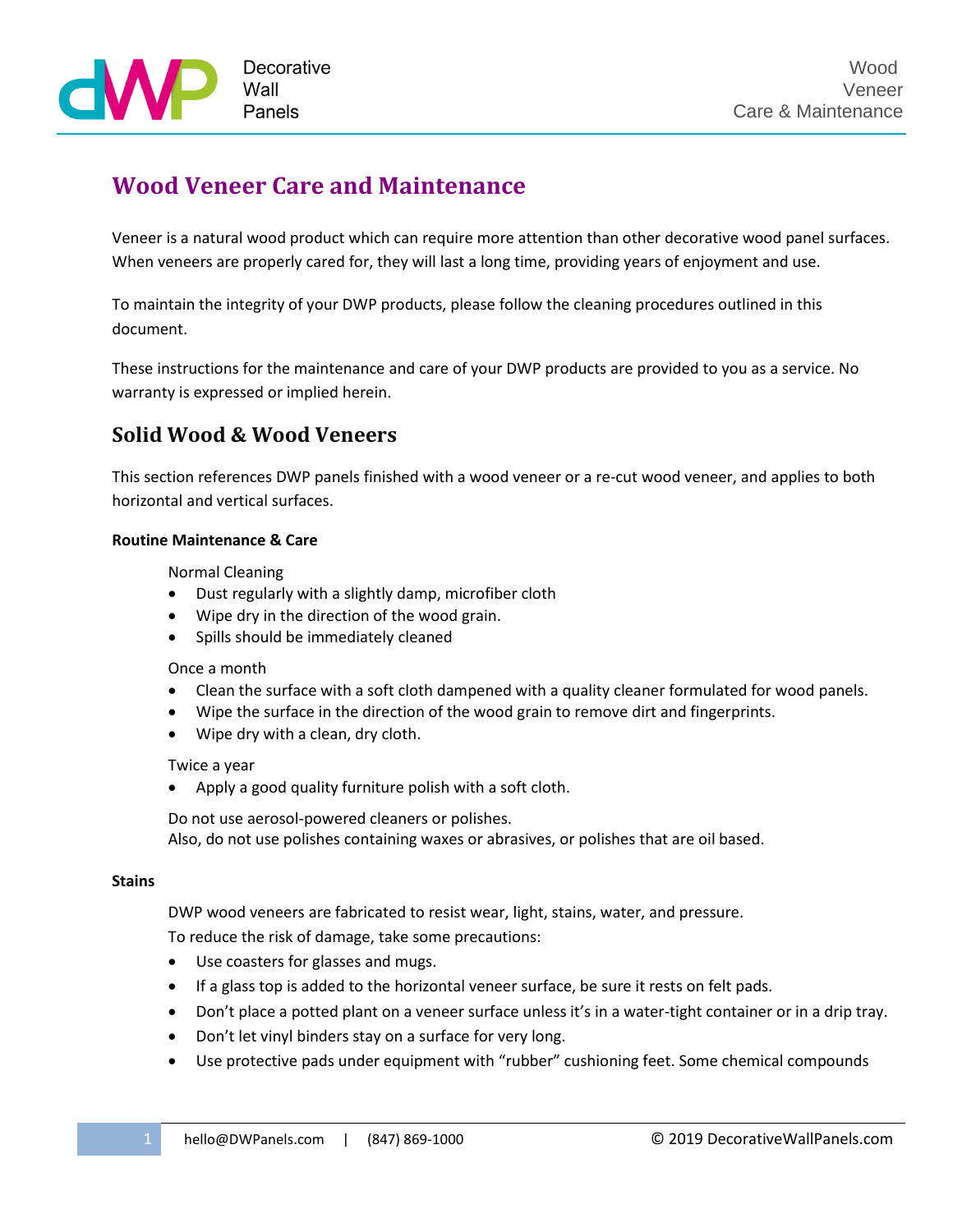# Wood Veneer Care and Maintenance

Veneer is a natural wood product which can require more attention than other decorative wood panel surfaces. When veneers are properly cared for, they will last a long time, providing years of enjoyment and use.

To maintain the integrity of your DWP products, please follow the cleaning procedures outlined in this document.

These instructions for the maintenance and care of your DWP products are provided to you as a service. No warranty is expressed or implied herein.

## Solid Wood & Wood Veneers

This section references DWP panels finished with a wood veneer or a re-cut wood veneer, and applies to both horizontal and vertical surfaces.

**Routine Maintenance & Care**

Normal Cleaning

- Dust regularly with a slightly damp, microfiber cloth
- Wipe dry in the direction of the wood grain.
- Spills should be immediately cleaned

Once a month

- Clean the surface with a soft cloth dampened with a quality cleaner formulated for wood panels.
- Wipe the surface in the direction of the wood grain to remove dirt and fingerprints.
- Wipe dry with a clean, dry cloth.

Twice a year

- Apply a good quality furniture polish with a soft cloth.

Do not use aerosol-powered cleaners or polishes.
Also, do not use polishes containing waxes or abrasives, or polishes that are oil based.

**Stains**

DWP wood veneers are fabricated to resist wear, light, stains, water, and pressure.
To reduce the risk of damage, take some precautions:

- Use coasters for glasses and mugs.
- If a glass top is added to the horizontal veneer surface, be sure it rests on felt pads.
- Don't place a potted plant on a veneer surface unless it's in a water-tight container or in a drip tray.
- Don't let vinyl binders stay on a surface for very long.
- Use protective pads under equipment with "rubber" cushioning feet. Some chemical compounds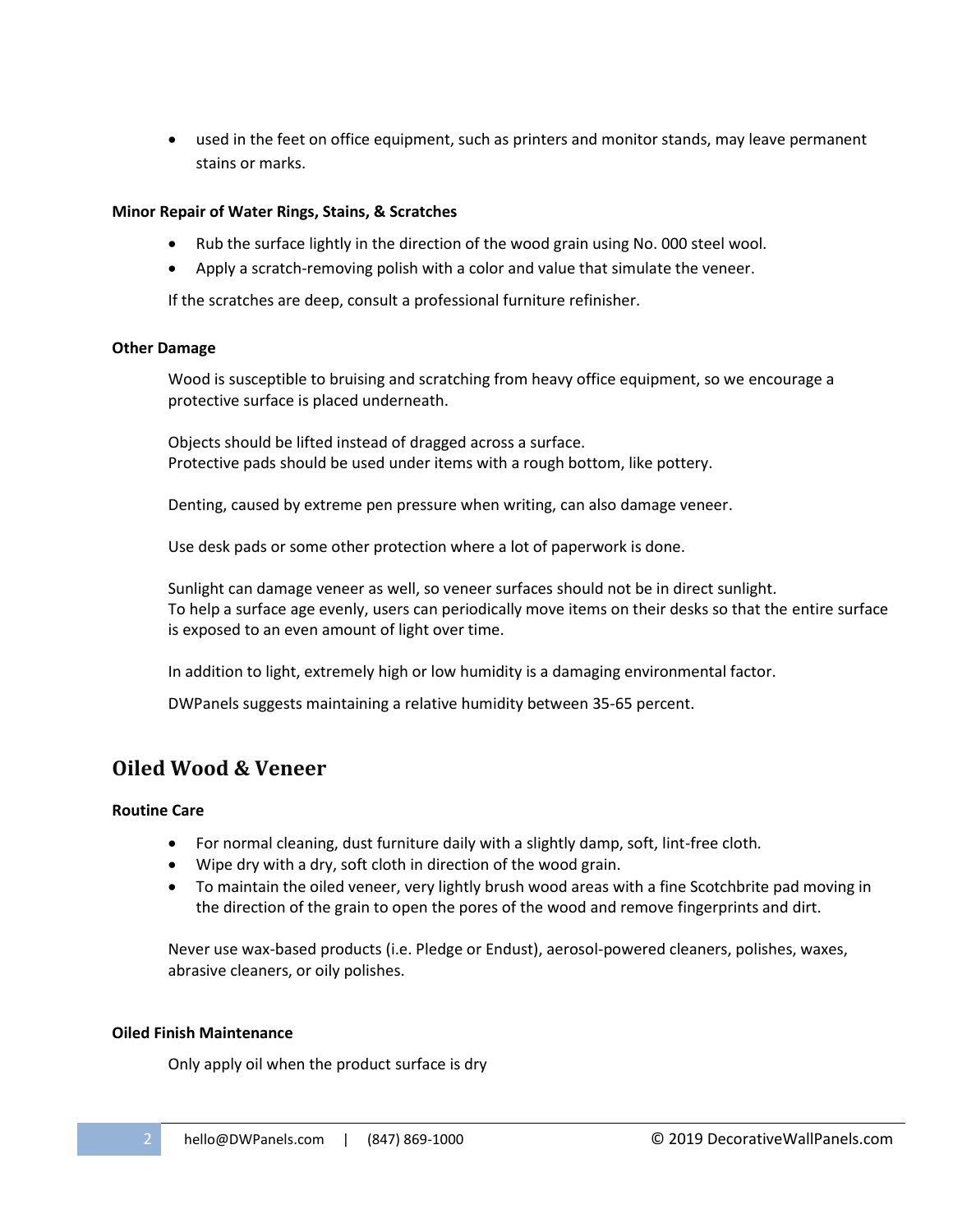- used in the feet on office equipment, such as printers and monitor stands, may leave permanent stains or marks.

**Minor Repair of Water Rings, Stains, & Scratches**

- Rub the surface lightly in the direction of the wood grain using No. 000 steel wool.
- Apply a scratch-removing polish with a color and value that simulate the veneer.

If the scratches are deep, consult a professional furniture refinisher.

**Other Damage**

Wood is susceptible to bruising and scratching from heavy office equipment, so we encourage a protective surface is placed underneath.

Objects should be lifted instead of dragged across a surface.
Protective pads should be used under items with a rough bottom, like pottery.

Denting, caused by extreme pen pressure when writing, can also damage veneer.

Use desk pads or some other protection where a lot of paperwork is done.

Sunlight can damage veneer as well, so veneer surfaces should not be in direct sunlight.
To help a surface age evenly, users can periodically move items on their desks so that the entire surface is exposed to an even amount of light over time.

In addition to light, extremely high or low humidity is a damaging environmental factor.

DWPanels suggests maintaining a relative humidity between 35-65 percent.

## Oiled Wood & Veneer

**Routine Care**

- For normal cleaning, dust furniture daily with a slightly damp, soft, lint-free cloth.
- Wipe dry with a dry, soft cloth in direction of the wood grain.
- To maintain the oiled veneer, very lightly brush wood areas with a fine Scotchbrite pad moving in the direction of the grain to open the pores of the wood and remove fingerprints and dirt.

Never use wax-based products (i.e. Pledge or Endust), aerosol-powered cleaners, polishes, waxes, abrasive cleaners, or oily polishes.

**Oiled Finish Maintenance**

Only apply oil when the product surface is dry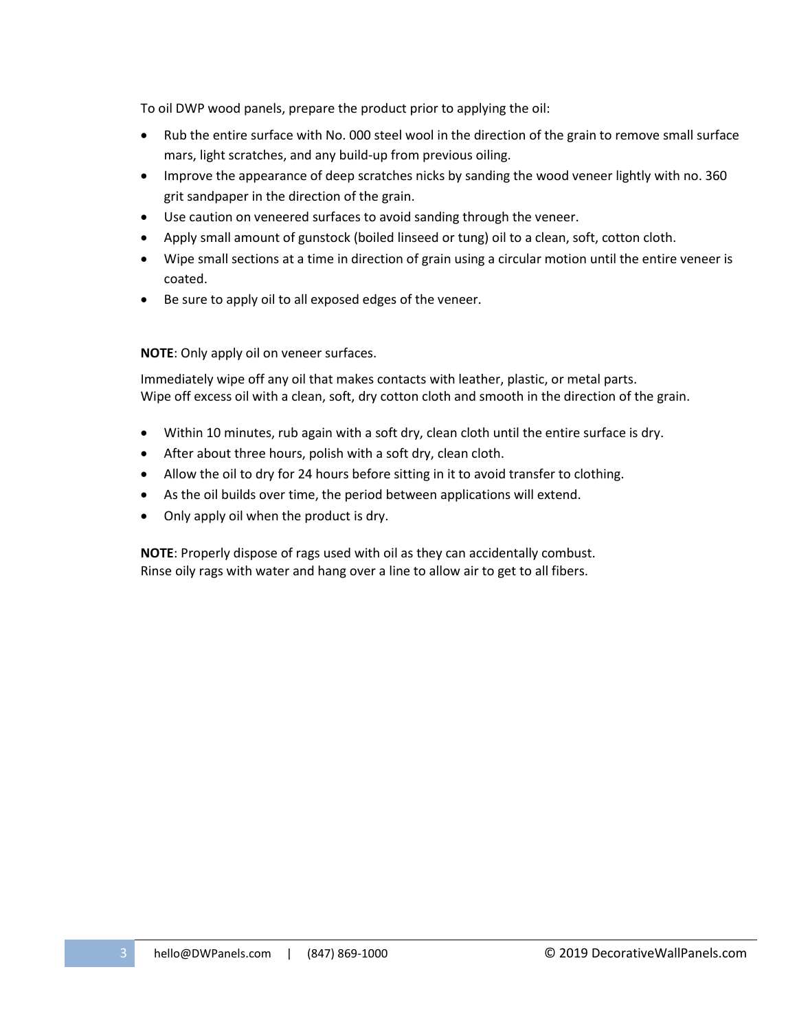To oil DWP wood panels, prepare the product prior to applying the oil:

- Rub the entire surface with No. 000 steel wool in the direction of the grain to remove small surface mars, light scratches, and any build-up from previous oiling.
- Improve the appearance of deep scratches nicks by sanding the wood veneer lightly with no. 360 grit sandpaper in the direction of the grain.
- Use caution on veneered surfaces to avoid sanding through the veneer.
- Apply small amount of gunstock (boiled linseed or tung) oil to a clean, soft, cotton cloth.
- Wipe small sections at a time in direction of grain using a circular motion until the entire veneer is coated.
- Be sure to apply oil to all exposed edges of the veneer.

**NOTE**: Only apply oil on veneer surfaces.

Immediately wipe off any oil that makes contacts with leather, plastic, or metal parts.
Wipe off excess oil with a clean, soft, dry cotton cloth and smooth in the direction of the grain.

- Within 10 minutes, rub again with a soft dry, clean cloth until the entire surface is dry.
- After about three hours, polish with a soft dry, clean cloth.
- Allow the oil to dry for 24 hours before sitting in it to avoid transfer to clothing.
- As the oil builds over time, the period between applications will extend.
- Only apply oil when the product is dry.

**NOTE**: Properly dispose of rags used with oil as they can accidentally combust.
Rinse oily rags with water and hang over a line to allow air to get to all fibers.